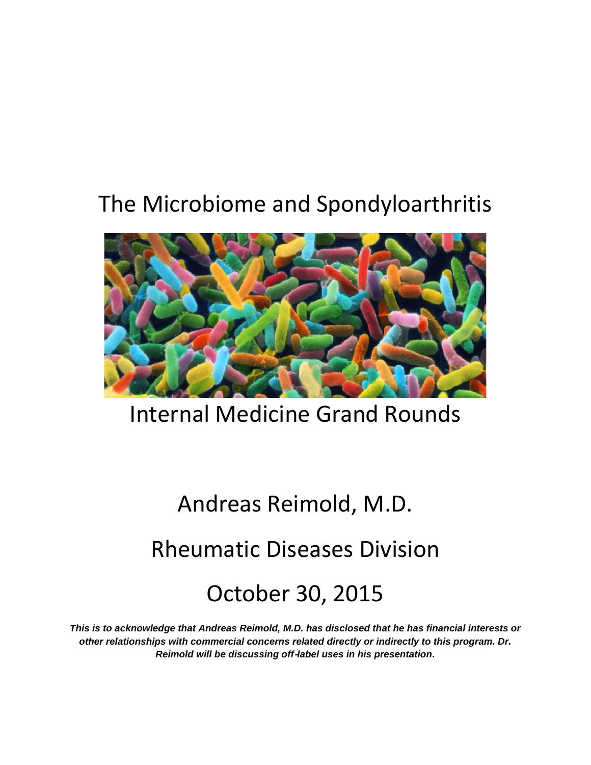# The Microbiome and Spondyloarthritis

## Internal Medicine Grand Rounds

Andreas Reimold, M.D.

Rheumatic Diseases Division

October 30, 2015

***This is to acknowledge that Andreas Reimold, M.D. has disclosed that he has financial interests or other relationships with commercial concerns related directly or indirectly to this program. Dr. Reimold will be discussing off-label uses in his presentation.***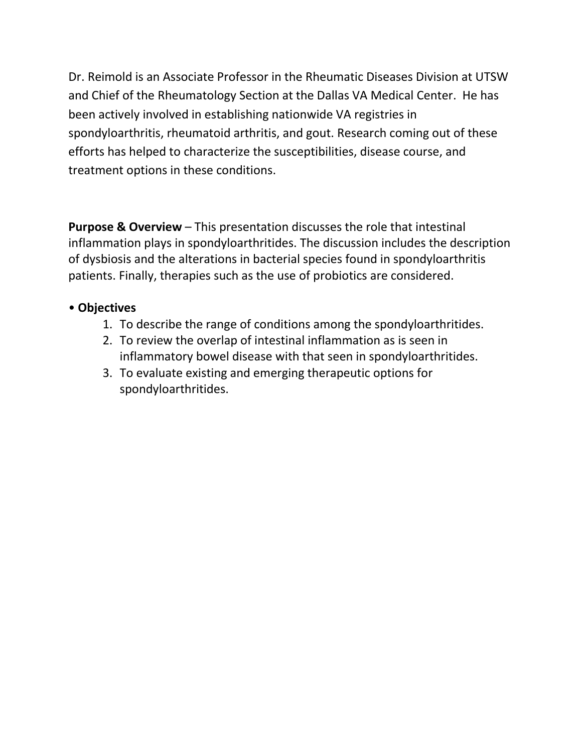Dr. Reimold is an Associate Professor in the Rheumatic Diseases Division at UTSW and Chief of the Rheumatology Section at the Dallas VA Medical Center. He has been actively involved in establishing nationwide VA registries in spondyloarthritis, rheumatoid arthritis, and gout. Research coming out of these efforts has helped to characterize the susceptibilities, disease course, and treatment options in these conditions.

**Purpose & Overview** – This presentation discusses the role that intestinal inflammation plays in spondyloarthritides. The discussion includes the description of dysbiosis and the alterations in bacterial species found in spondyloarthritis patients. Finally, therapies such as the use of probiotics are considered.

- **Objectives**
  1. To describe the range of conditions among the spondyloarthritides.
  2. To review the overlap of intestinal inflammation as is seen in inflammatory bowel disease with that seen in spondyloarthritides.
  3. To evaluate existing and emerging therapeutic options for spondyloarthritides.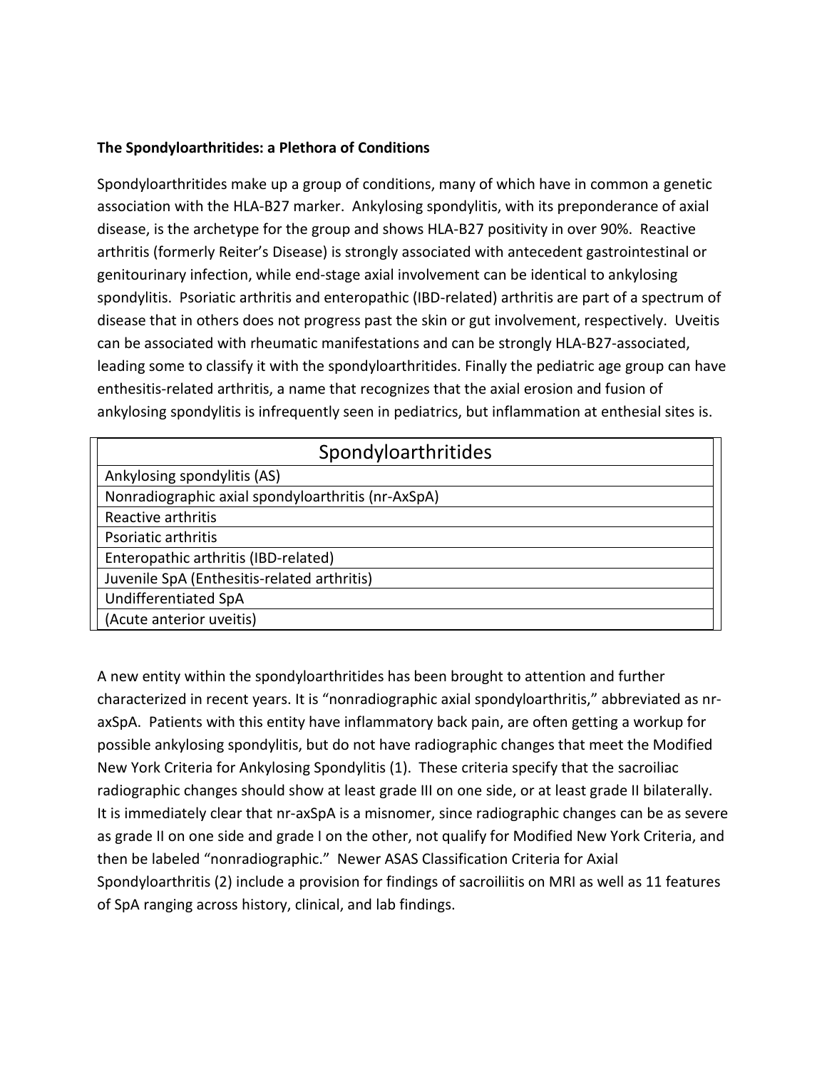**The Spondyloarthritides: a Plethora of Conditions**

Spondyloarthritides make up a group of conditions, many of which have in common a genetic association with the HLA-B27 marker. Ankylosing spondylitis, with its preponderance of axial disease, is the archetype for the group and shows HLA-B27 positivity in over 90%. Reactive arthritis (formerly Reiter's Disease) is strongly associated with antecedent gastrointestinal or genitourinary infection, while end-stage axial involvement can be identical to ankylosing spondylitis. Psoriatic arthritis and enteropathic (IBD-related) arthritis are part of a spectrum of disease that in others does not progress past the skin or gut involvement, respectively. Uveitis can be associated with rheumatic manifestations and can be strongly HLA-B27-associated, leading some to classify it with the spondyloarthritides. Finally the pediatric age group can have enthesitis-related arthritis, a name that recognizes that the axial erosion and fusion of ankylosing spondylitis is infrequently seen in pediatrics, but inflammation at enthesial sites is.

| Spondyloarthritides |
| --- |
| Ankylosing spondylitis (AS) |
| Nonradiographic axial spondyloarthritis (nr-AxSpA) |
| Reactive arthritis |
| Psoriatic arthritis |
| Enteropathic arthritis (IBD-related) |
| Juvenile SpA (Enthesitis-related arthritis) |
| Undifferentiated SpA |
| (Acute anterior uveitis) |

A new entity within the spondyloarthritides has been brought to attention and further characterized in recent years. It is "nonradiographic axial spondyloarthritis," abbreviated as nr-axSpA. Patients with this entity have inflammatory back pain, are often getting a workup for possible ankylosing spondylitis, but do not have radiographic changes that meet the Modified New York Criteria for Ankylosing Spondylitis (1). These criteria specify that the sacroiliac radiographic changes should show at least grade III on one side, or at least grade II bilaterally. It is immediately clear that nr-axSpA is a misnomer, since radiographic changes can be as severe as grade II on one side and grade I on the other, not qualify for Modified New York Criteria, and then be labeled "nonradiographic." Newer ASAS Classification Criteria for Axial Spondyloarthritis (2) include a provision for findings of sacroiliitis on MRI as well as 11 features of SpA ranging across history, clinical, and lab findings.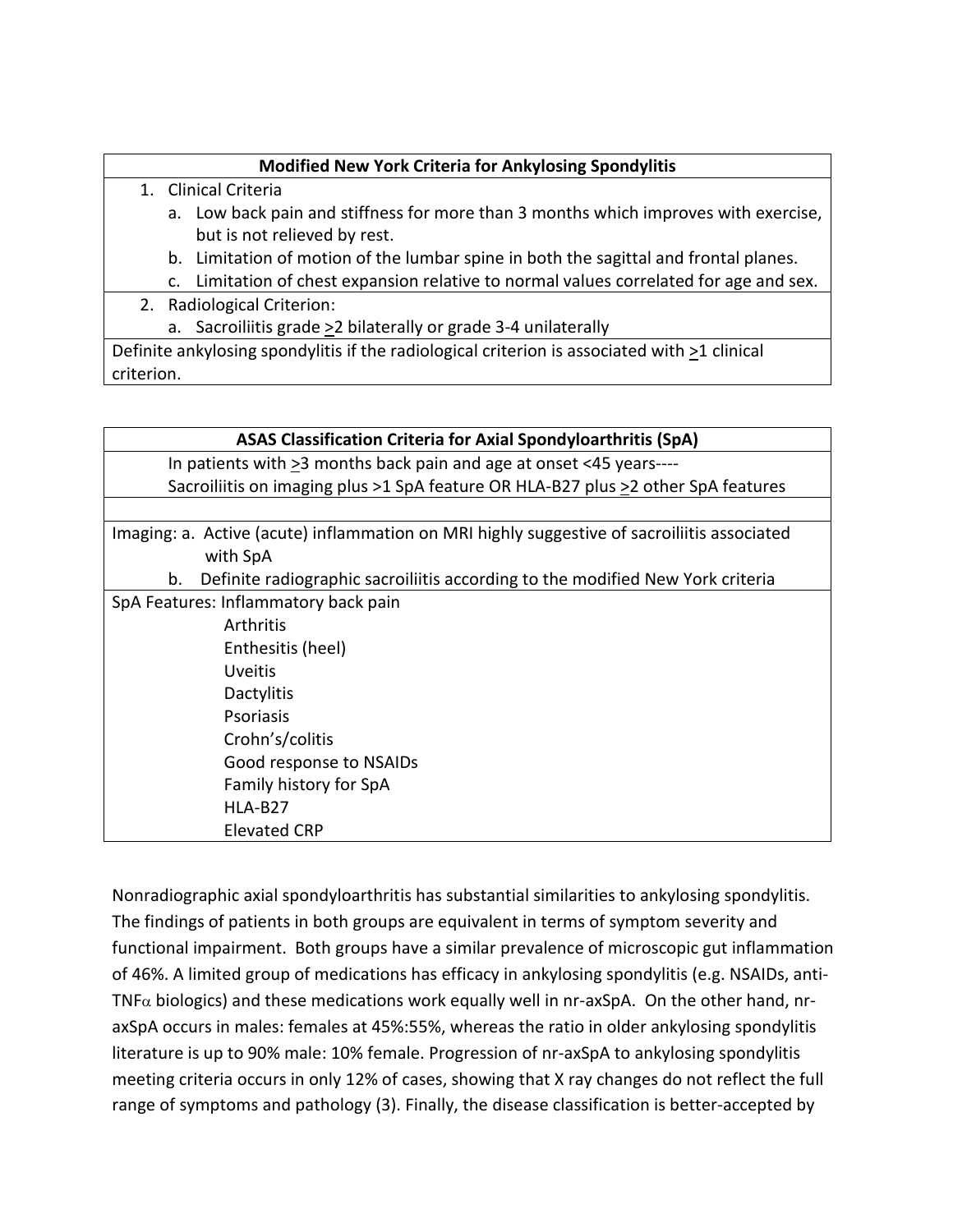| **Modified New York Criteria for Ankylosing Spondylitis** |
|---|
| 1. Clinical Criteria<br>a. Low back pain and stiffness for more than 3 months which improves with exercise, but is not relieved by rest.<br>b. Limitation of motion of the lumbar spine in both the sagittal and frontal planes.<br>c. Limitation of chest expansion relative to normal values correlated for age and sex. |
| 2. Radiological Criterion:<br>a. Sacroiliitis grade ≥2 bilaterally or grade 3-4 unilaterally |
| Definite ankylosing spondylitis if the radiological criterion is associated with ≥1 clinical criterion. |

| **ASAS Classification Criteria for Axial Spondyloarthritis (SpA)** |
|---|
| In patients with ≥3 months back pain and age at onset <45 years----<br>Sacroiliitis on imaging plus >1 SpA feature OR HLA-B27 plus ≥2 other SpA features |
| |
| Imaging: a. Active (acute) inflammation on MRI highly suggestive of sacroiliitis associated with SpA<br>b. Definite radiographic sacroiliitis according to the modified New York criteria |
| SpA Features: Inflammatory back pain<br>Arthritis<br>Enthesitis (heel)<br>Uveitis<br>Dactylitis<br>Psoriasis<br>Crohn's/colitis<br>Good response to NSAIDs<br>Family history for SpA<br>HLA-B27<br>Elevated CRP |

Nonradiographic axial spondyloarthritis has substantial similarities to ankylosing spondylitis. The findings of patients in both groups are equivalent in terms of symptom severity and functional impairment. Both groups have a similar prevalence of microscopic gut inflammation of 46%. A limited group of medications has efficacy in ankylosing spondylitis (e.g. NSAIDs, anti-TNF$\alpha$ biologics) and these medications work equally well in nr-axSpA. On the other hand, nr-axSpA occurs in males: females at 45%:55%, whereas the ratio in older ankylosing spondylitis literature is up to 90% male: 10% female. Progression of nr-axSpA to ankylosing spondylitis meeting criteria occurs in only 12% of cases, showing that X ray changes do not reflect the full range of symptoms and pathology (3). Finally, the disease classification is better-accepted by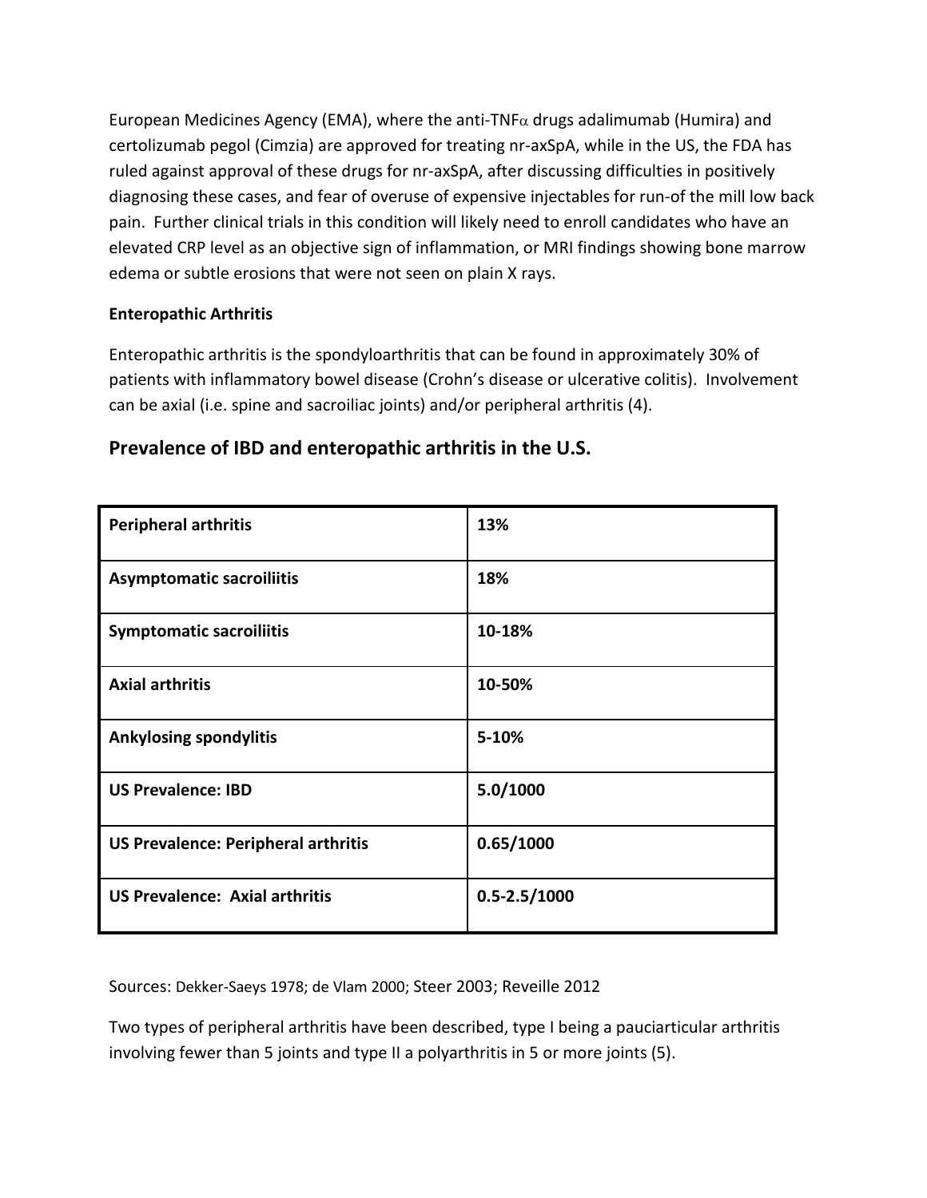European Medicines Agency (EMA), where the anti-TNF$\alpha$ drugs adalimumab (Humira) and certolizumab pegol (Cimzia) are approved for treating nr-axSpA, while in the US, the FDA has ruled against approval of these drugs for nr-axSpA, after discussing difficulties in positively diagnosing these cases, and fear of overuse of expensive injectables for run-of the mill low back pain. Further clinical trials in this condition will likely need to enroll candidates who have an elevated CRP level as an objective sign of inflammation, or MRI findings showing bone marrow edema or subtle erosions that were not seen on plain X rays.

**Enteropathic Arthritis**

Enteropathic arthritis is the spondyloarthritis that can be found in approximately 30% of patients with inflammatory bowel disease (Crohn's disease or ulcerative colitis). Involvement can be axial (i.e. spine and sacroiliac joints) and/or peripheral arthritis (4).

## Prevalence of IBD and enteropathic arthritis in the U.S.

| | |
|---|---|
| **Peripheral arthritis** | **13%** |
| **Asymptomatic sacroiliitis** | **18%** |
| **Symptomatic sacroiliitis** | **10-18%** |
| **Axial arthritis** | **10-50%** |
| **Ankylosing spondylitis** | **5-10%** |
| **US Prevalence: IBD** | **5.0/1000** |
| **US Prevalence: Peripheral arthritis** | **0.65/1000** |
| **US Prevalence: Axial arthritis** | **0.5-2.5/1000** |

Sources: Dekker-Saeys 1978; de Vlam 2000; Steer 2003; Reveille 2012

Two types of peripheral arthritis have been described, type I being a pauciarticular arthritis involving fewer than 5 joints and type II a polyarthritis in 5 or more joints (5).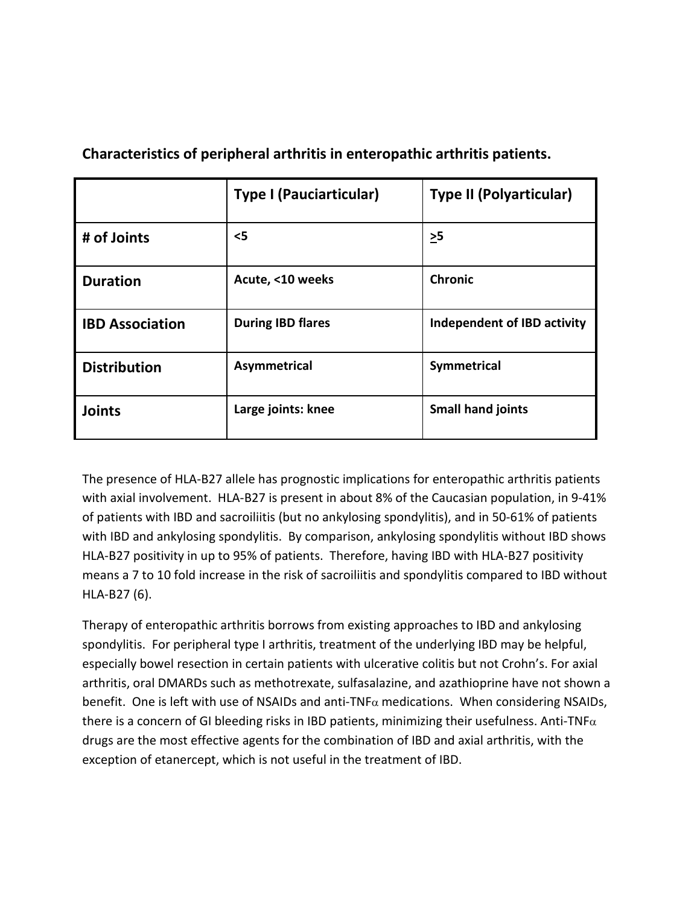**Characteristics of peripheral arthritis in enteropathic arthritis patients.**

| | Type I (Pauciarticular) | Type II (Polyarticular) |
|---|---|---|
| # of Joints | <5 | ≥5 |
| Duration | Acute, <10 weeks | Chronic |
| IBD Association | During IBD flares | Independent of IBD activity |
| Distribution | Asymmetrical | Symmetrical |
| Joints | Large joints: knee | Small hand joints |

The presence of HLA-B27 allele has prognostic implications for enteropathic arthritis patients with axial involvement. HLA-B27 is present in about 8% of the Caucasian population, in 9-41% of patients with IBD and sacroiliitis (but no ankylosing spondylitis), and in 50-61% of patients with IBD and ankylosing spondylitis. By comparison, ankylosing spondylitis without IBD shows HLA-B27 positivity in up to 95% of patients. Therefore, having IBD with HLA-B27 positivity means a 7 to 10 fold increase in the risk of sacroiliitis and spondylitis compared to IBD without HLA-B27 (6).

Therapy of enteropathic arthritis borrows from existing approaches to IBD and ankylosing spondylitis. For peripheral type I arthritis, treatment of the underlying IBD may be helpful, especially bowel resection in certain patients with ulcerative colitis but not Crohn's. For axial arthritis, oral DMARDs such as methotrexate, sulfasalazine, and azathioprine have not shown a benefit. One is left with use of NSAIDs and anti-TNF$\alpha$ medications. When considering NSAIDs, there is a concern of GI bleeding risks in IBD patients, minimizing their usefulness. Anti-TNF$\alpha$ drugs are the most effective agents for the combination of IBD and axial arthritis, with the exception of etanercept, which is not useful in the treatment of IBD.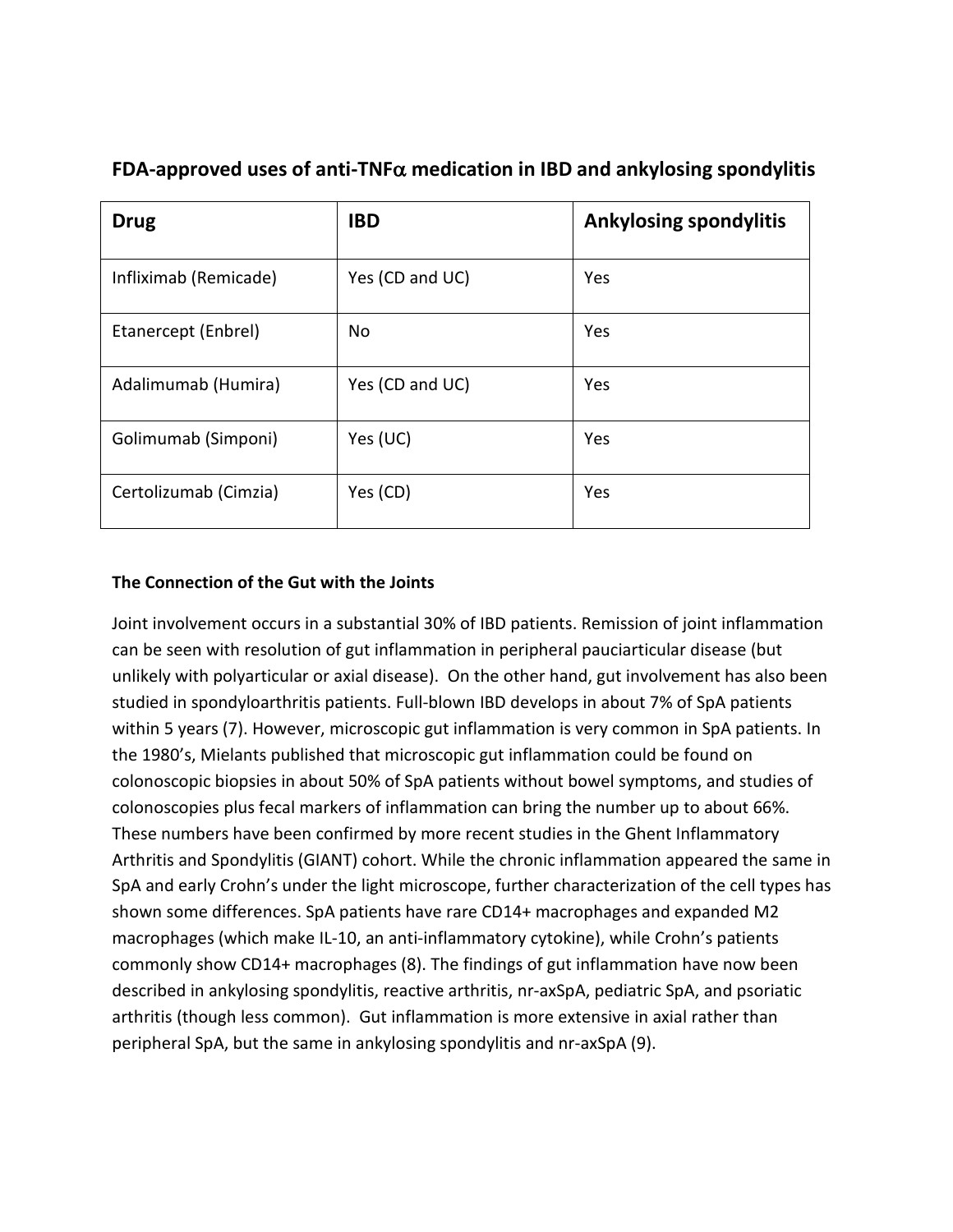## FDA-approved uses of anti-TNF$\alpha$ medication in IBD and ankylosing spondylitis

| Drug | IBD | Ankylosing spondylitis |
|---|---|---|
| Infliximab (Remicade) | Yes (CD and UC) | Yes |
| Etanercept (Enbrel) | No | Yes |
| Adalimumab (Humira) | Yes (CD and UC) | Yes |
| Golimumab (Simponi) | Yes (UC) | Yes |
| Certolizumab (Cimzia) | Yes (CD) | Yes |

**The Connection of the Gut with the Joints**

Joint involvement occurs in a substantial 30% of IBD patients. Remission of joint inflammation can be seen with resolution of gut inflammation in peripheral pauciarticular disease (but unlikely with polyarticular or axial disease). On the other hand, gut involvement has also been studied in spondyloarthritis patients. Full-blown IBD develops in about 7% of SpA patients within 5 years (7). However, microscopic gut inflammation is very common in SpA patients. In the 1980's, Mielants published that microscopic gut inflammation could be found on colonoscopic biopsies in about 50% of SpA patients without bowel symptoms, and studies of colonoscopies plus fecal markers of inflammation can bring the number up to about 66%. These numbers have been confirmed by more recent studies in the Ghent Inflammatory Arthritis and Spondylitis (GIANT) cohort. While the chronic inflammation appeared the same in SpA and early Crohn's under the light microscope, further characterization of the cell types has shown some differences. SpA patients have rare CD14+ macrophages and expanded M2 macrophages (which make IL-10, an anti-inflammatory cytokine), while Crohn's patients commonly show CD14+ macrophages (8). The findings of gut inflammation have now been described in ankylosing spondylitis, reactive arthritis, nr-axSpA, pediatric SpA, and psoriatic arthritis (though less common). Gut inflammation is more extensive in axial rather than peripheral SpA, but the same in ankylosing spondylitis and nr-axSpA (9).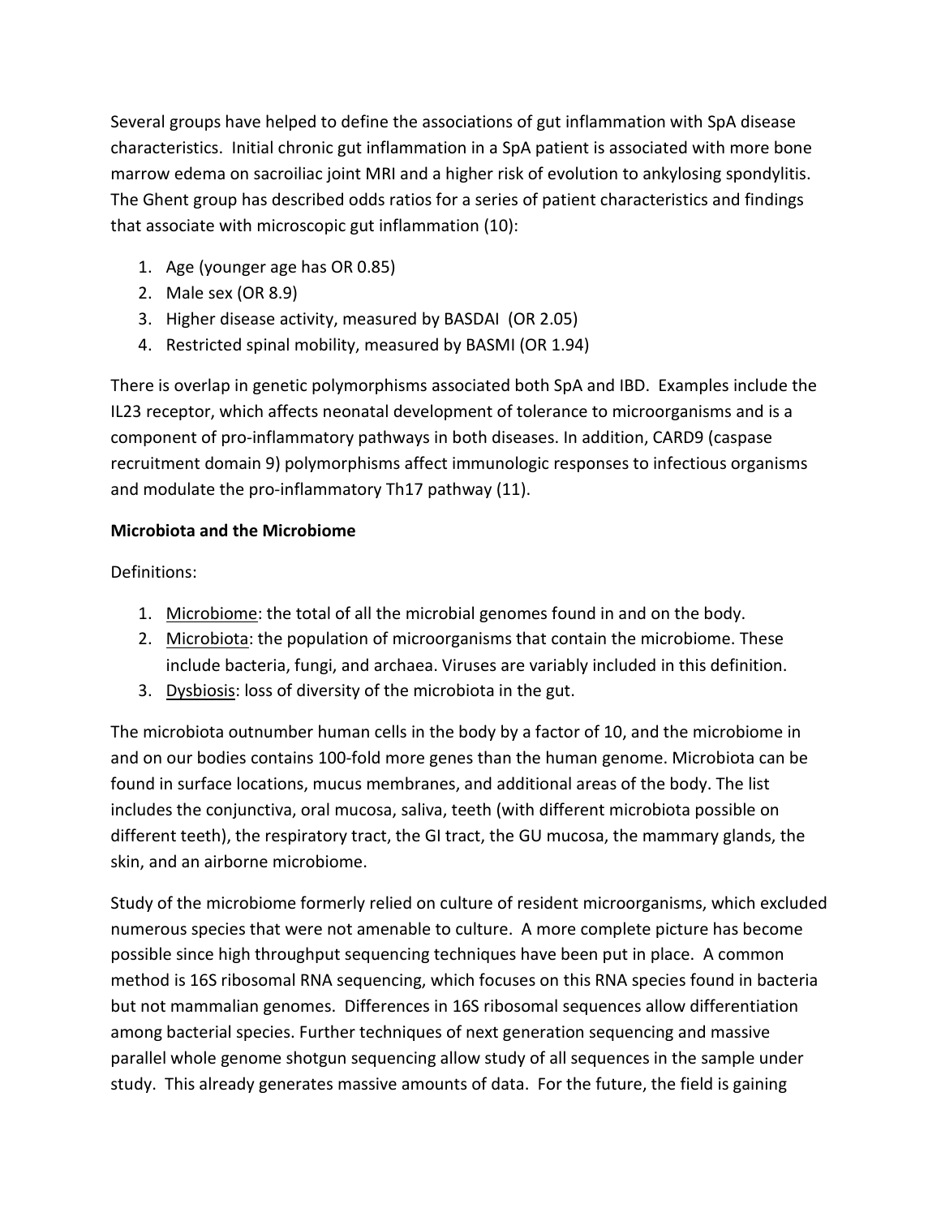Several groups have helped to define the associations of gut inflammation with SpA disease characteristics. Initial chronic gut inflammation in a SpA patient is associated with more bone marrow edema on sacroiliac joint MRI and a higher risk of evolution to ankylosing spondylitis. The Ghent group has described odds ratios for a series of patient characteristics and findings that associate with microscopic gut inflammation (10):

1. Age (younger age has OR 0.85)
2. Male sex (OR 8.9)
3. Higher disease activity, measured by BASDAI (OR 2.05)
4. Restricted spinal mobility, measured by BASMI (OR 1.94)

There is overlap in genetic polymorphisms associated both SpA and IBD. Examples include the IL23 receptor, which affects neonatal development of tolerance to microorganisms and is a component of pro-inflammatory pathways in both diseases. In addition, CARD9 (caspase recruitment domain 9) polymorphisms affect immunologic responses to infectious organisms and modulate the pro-inflammatory Th17 pathway (11).

**Microbiota and the Microbiome**

Definitions:

1. <u>Microbiome</u>: the total of all the microbial genomes found in and on the body.
2. <u>Microbiota</u>: the population of microorganisms that contain the microbiome. These include bacteria, fungi, and archaea. Viruses are variably included in this definition.
3. <u>Dysbiosis</u>: loss of diversity of the microbiota in the gut.

The microbiota outnumber human cells in the body by a factor of 10, and the microbiome in and on our bodies contains 100-fold more genes than the human genome. Microbiota can be found in surface locations, mucus membranes, and additional areas of the body. The list includes the conjunctiva, oral mucosa, saliva, teeth (with different microbiota possible on different teeth), the respiratory tract, the GI tract, the GU mucosa, the mammary glands, the skin, and an airborne microbiome.

Study of the microbiome formerly relied on culture of resident microorganisms, which excluded numerous species that were not amenable to culture. A more complete picture has become possible since high throughput sequencing techniques have been put in place. A common method is 16S ribosomal RNA sequencing, which focuses on this RNA species found in bacteria but not mammalian genomes. Differences in 16S ribosomal sequences allow differentiation among bacterial species. Further techniques of next generation sequencing and massive parallel whole genome shotgun sequencing allow study of all sequences in the sample under study. This already generates massive amounts of data. For the future, the field is gaining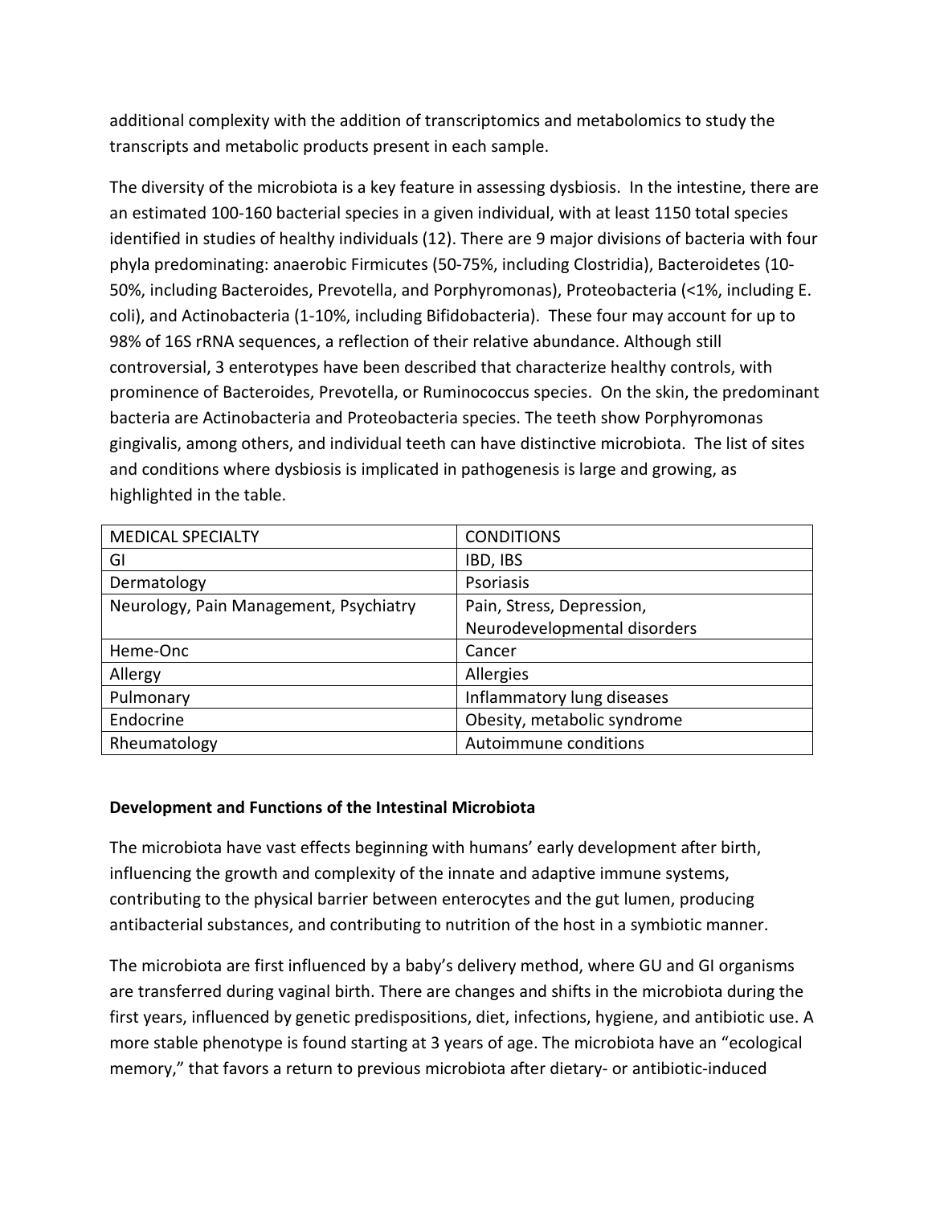additional complexity with the addition of transcriptomics and metabolomics to study the transcripts and metabolic products present in each sample.

The diversity of the microbiota is a key feature in assessing dysbiosis. In the intestine, there are an estimated 100-160 bacterial species in a given individual, with at least 1150 total species identified in studies of healthy individuals (12). There are 9 major divisions of bacteria with four phyla predominating: anaerobic Firmicutes (50-75%, including Clostridia), Bacteroidetes (10-50%, including Bacteroides, Prevotella, and Porphyromonas), Proteobacteria (<1%, including E. coli), and Actinobacteria (1-10%, including Bifidobacteria). These four may account for up to 98% of 16S rRNA sequences, a reflection of their relative abundance. Although still controversial, 3 enterotypes have been described that characterize healthy controls, with prominence of Bacteroides, Prevotella, or Ruminococcus species. On the skin, the predominant bacteria are Actinobacteria and Proteobacteria species. The teeth show Porphyromonas gingivalis, among others, and individual teeth can have distinctive microbiota. The list of sites and conditions where dysbiosis is implicated in pathogenesis is large and growing, as highlighted in the table.

| MEDICAL SPECIALTY | CONDITIONS |
| --- | --- |
| GI | IBD, IBS |
| Dermatology | Psoriasis |
| Neurology, Pain Management, Psychiatry | Pain, Stress, Depression, Neurodevelopmental disorders |
| Heme-Onc | Cancer |
| Allergy | Allergies |
| Pulmonary | Inflammatory lung diseases |
| Endocrine | Obesity, metabolic syndrome |
| Rheumatology | Autoimmune conditions |

**Development and Functions of the Intestinal Microbiota**

The microbiota have vast effects beginning with humans' early development after birth, influencing the growth and complexity of the innate and adaptive immune systems, contributing to the physical barrier between enterocytes and the gut lumen, producing antibacterial substances, and contributing to nutrition of the host in a symbiotic manner.

The microbiota are first influenced by a baby's delivery method, where GU and GI organisms are transferred during vaginal birth. There are changes and shifts in the microbiota during the first years, influenced by genetic predispositions, diet, infections, hygiene, and antibiotic use. A more stable phenotype is found starting at 3 years of age. The microbiota have an "ecological memory," that favors a return to previous microbiota after dietary- or antibiotic-induced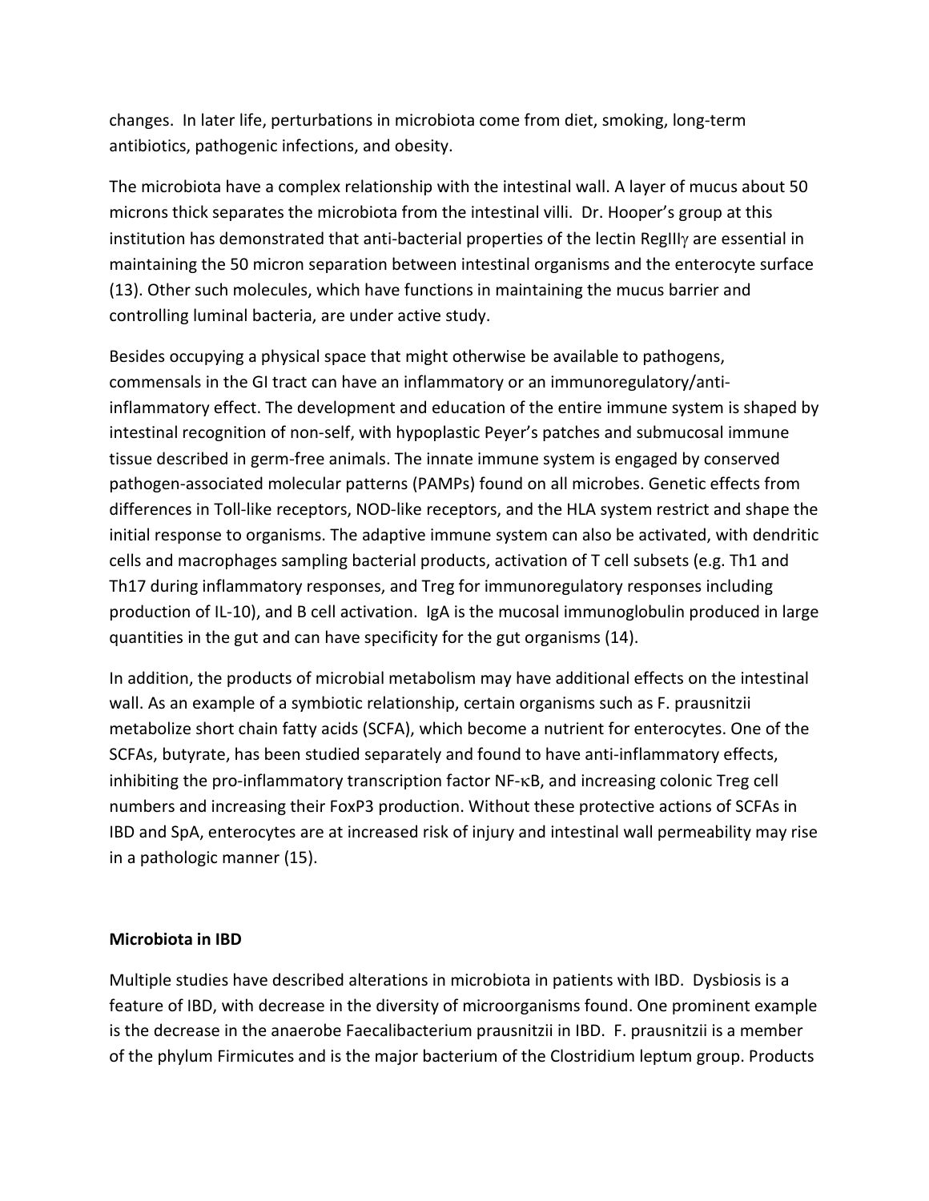changes. In later life, perturbations in microbiota come from diet, smoking, long-term antibiotics, pathogenic infections, and obesity.

The microbiota have a complex relationship with the intestinal wall. A layer of mucus about 50 microns thick separates the microbiota from the intestinal villi. Dr. Hooper's group at this institution has demonstrated that anti-bacterial properties of the lectin RegIIIγ are essential in maintaining the 50 micron separation between intestinal organisms and the enterocyte surface (13). Other such molecules, which have functions in maintaining the mucus barrier and controlling luminal bacteria, are under active study.

Besides occupying a physical space that might otherwise be available to pathogens, commensals in the GI tract can have an inflammatory or an immunoregulatory/anti-inflammatory effect. The development and education of the entire immune system is shaped by intestinal recognition of non-self, with hypoplastic Peyer's patches and submucosal immune tissue described in germ-free animals. The innate immune system is engaged by conserved pathogen-associated molecular patterns (PAMPs) found on all microbes. Genetic effects from differences in Toll-like receptors, NOD-like receptors, and the HLA system restrict and shape the initial response to organisms. The adaptive immune system can also be activated, with dendritic cells and macrophages sampling bacterial products, activation of T cell subsets (e.g. Th1 and Th17 during inflammatory responses, and Treg for immunoregulatory responses including production of IL-10), and B cell activation. IgA is the mucosal immunoglobulin produced in large quantities in the gut and can have specificity for the gut organisms (14).

In addition, the products of microbial metabolism may have additional effects on the intestinal wall. As an example of a symbiotic relationship, certain organisms such as F. prausnitzii metabolize short chain fatty acids (SCFA), which become a nutrient for enterocytes. One of the SCFAs, butyrate, has been studied separately and found to have anti-inflammatory effects, inhibiting the pro-inflammatory transcription factor NF-κB, and increasing colonic Treg cell numbers and increasing their FoxP3 production. Without these protective actions of SCFAs in IBD and SpA, enterocytes are at increased risk of injury and intestinal wall permeability may rise in a pathologic manner (15).

**Microbiota in IBD**

Multiple studies have described alterations in microbiota in patients with IBD. Dysbiosis is a feature of IBD, with decrease in the diversity of microorganisms found. One prominent example is the decrease in the anaerobe Faecalibacterium prausnitzii in IBD. F. prausnitzii is a member of the phylum Firmicutes and is the major bacterium of the Clostridium leptum group. Products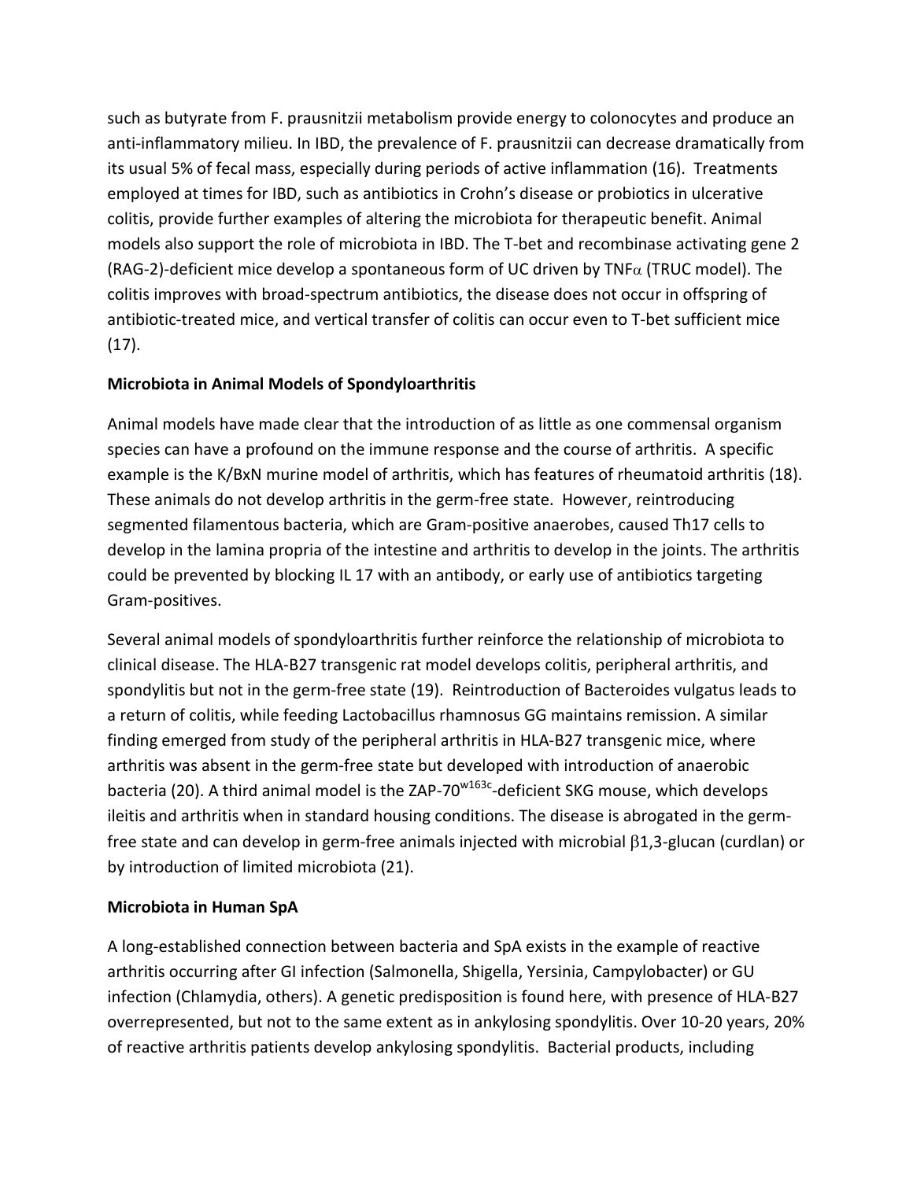such as butyrate from F. prausnitzii metabolism provide energy to colonocytes and produce an anti-inflammatory milieu. In IBD, the prevalence of F. prausnitzii can decrease dramatically from its usual 5% of fecal mass, especially during periods of active inflammation (16). Treatments employed at times for IBD, such as antibiotics in Crohn's disease or probiotics in ulcerative colitis, provide further examples of altering the microbiota for therapeutic benefit. Animal models also support the role of microbiota in IBD. The T-bet and recombinase activating gene 2 (RAG-2)-deficient mice develop a spontaneous form of UC driven by TNF$\alpha$ (TRUC model). The colitis improves with broad-spectrum antibiotics, the disease does not occur in offspring of antibiotic-treated mice, and vertical transfer of colitis can occur even to T-bet sufficient mice (17).

**Microbiota in Animal Models of Spondyloarthritis**

Animal models have made clear that the introduction of as little as one commensal organism species can have a profound on the immune response and the course of arthritis. A specific example is the K/BxN murine model of arthritis, which has features of rheumatoid arthritis (18). These animals do not develop arthritis in the germ-free state. However, reintroducing segmented filamentous bacteria, which are Gram-positive anaerobes, caused Th17 cells to develop in the lamina propria of the intestine and arthritis to develop in the joints. The arthritis could be prevented by blocking IL 17 with an antibody, or early use of antibiotics targeting Gram-positives.

Several animal models of spondyloarthritis further reinforce the relationship of microbiota to clinical disease. The HLA-B27 transgenic rat model develops colitis, peripheral arthritis, and spondylitis but not in the germ-free state (19). Reintroduction of Bacteroides vulgatus leads to a return of colitis, while feeding Lactobacillus rhamnosus GG maintains remission. A similar finding emerged from study of the peripheral arthritis in HLA-B27 transgenic mice, where arthritis was absent in the germ-free state but developed with introduction of anaerobic bacteria (20). A third animal model is the ZAP-70$^{w163c}$-deficient SKG mouse, which develops ileitis and arthritis when in standard housing conditions. The disease is abrogated in the germ-free state and can develop in germ-free animals injected with microbial $\beta$1,3-glucan (curdlan) or by introduction of limited microbiota (21).

**Microbiota in Human SpA**

A long-established connection between bacteria and SpA exists in the example of reactive arthritis occurring after GI infection (Salmonella, Shigella, Yersinia, Campylobacter) or GU infection (Chlamydia, others). A genetic predisposition is found here, with presence of HLA-B27 overrepresented, but not to the same extent as in ankylosing spondylitis. Over 10-20 years, 20% of reactive arthritis patients develop ankylosing spondylitis. Bacterial products, including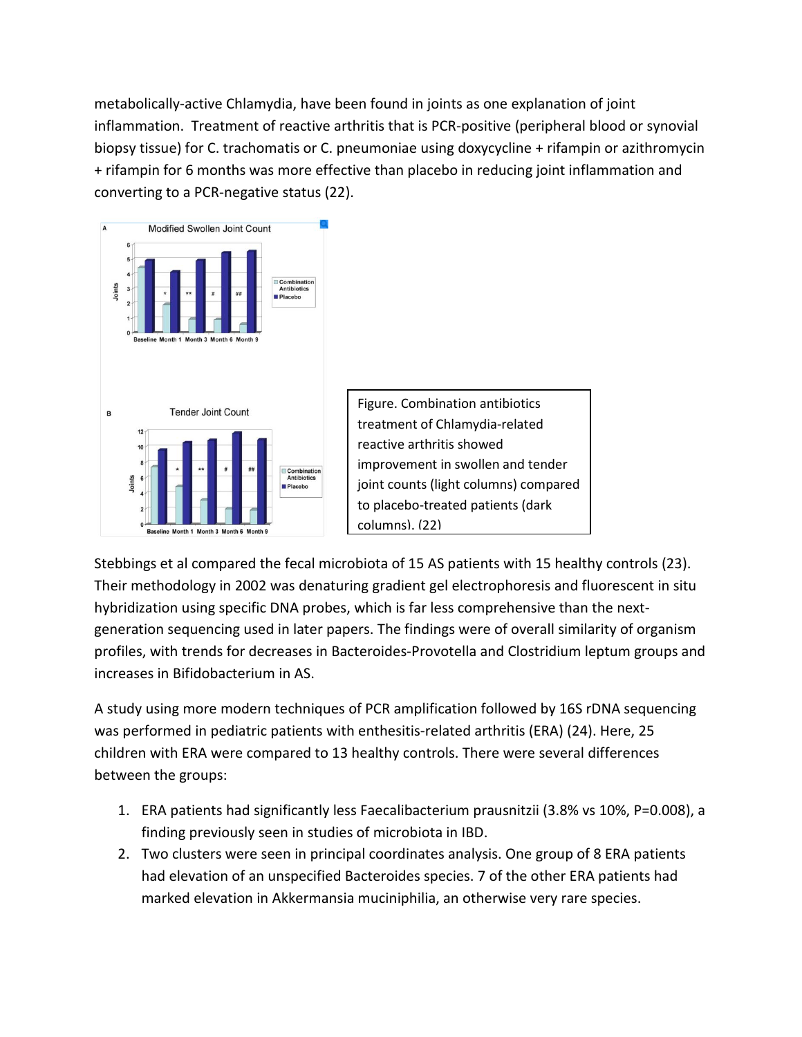metabolically-active Chlamydia, have been found in joints as one explanation of joint inflammation. Treatment of reactive arthritis that is PCR-positive (peripheral blood or synovial biopsy tissue) for C. trachomatis or C. pneumoniae using doxycycline + rifampin or azithromycin + rifampin for 6 months was more effective than placebo in reducing joint inflammation and converting to a PCR-negative status (22).

Figure. Combination antibiotics treatment of Chlamydia-related reactive arthritis showed improvement in swollen and tender joint counts (light columns) compared to placebo-treated patients (dark columns). (22)

Stebbings et al compared the fecal microbiota of 15 AS patients with 15 healthy controls (23). Their methodology in 2002 was denaturing gradient gel electrophoresis and fluorescent in situ hybridization using specific DNA probes, which is far less comprehensive than the next-generation sequencing used in later papers. The findings were of overall similarity of organism profiles, with trends for decreases in Bacteroides-Provotella and Clostridium leptum groups and increases in Bifidobacterium in AS.

A study using more modern techniques of PCR amplification followed by 16S rDNA sequencing was performed in pediatric patients with enthesitis-related arthritis (ERA) (24). Here, 25 children with ERA were compared to 13 healthy controls. There were several differences between the groups:

1. ERA patients had significantly less Faecalibacterium prausnitzii (3.8% vs 10%, P=0.008), a finding previously seen in studies of microbiota in IBD.
2. Two clusters were seen in principal coordinates analysis. One group of 8 ERA patients had elevation of an unspecified Bacteroides species. 7 of the other ERA patients had marked elevation in Akkermansia muciniphilia, an otherwise very rare species.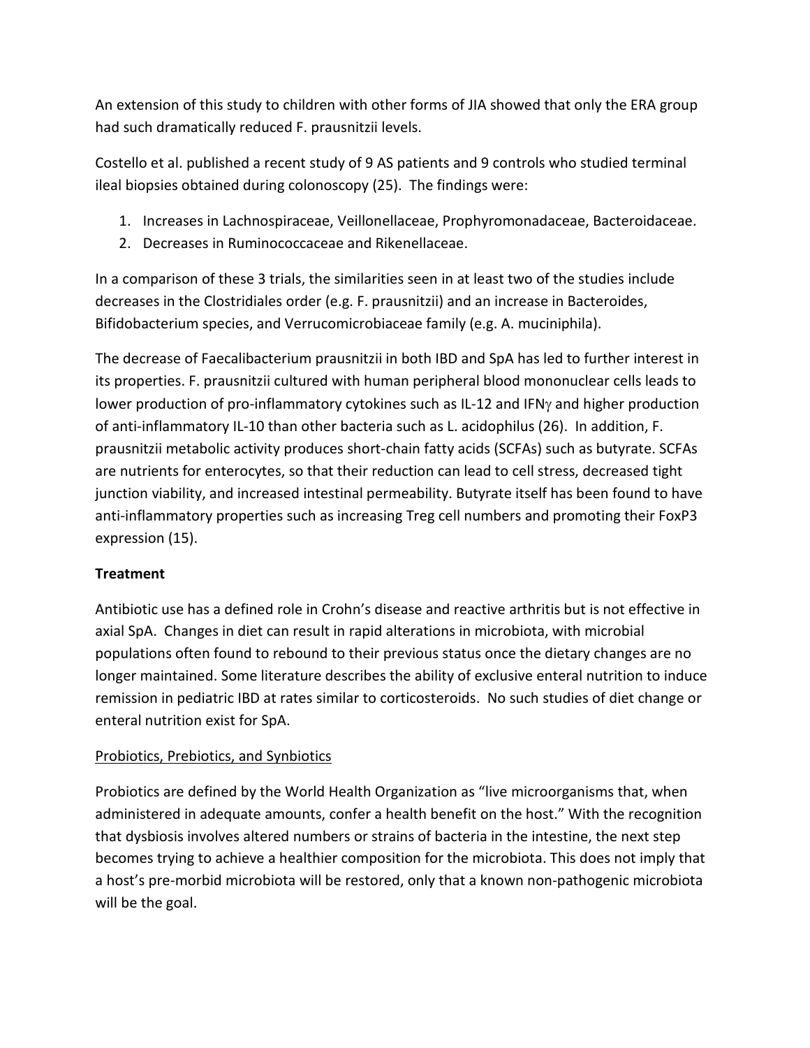An extension of this study to children with other forms of JIA showed that only the ERA group had such dramatically reduced F. prausnitzii levels.

Costello et al. published a recent study of 9 AS patients and 9 controls who studied terminal ileal biopsies obtained during colonoscopy (25). The findings were:

1. Increases in Lachnospiraceae, Veillonellaceae, Prophyromonadaceae, Bacteroidaceae.
2. Decreases in Ruminococcaceae and Rikenellaceae.

In a comparison of these 3 trials, the similarities seen in at least two of the studies include decreases in the Clostridiales order (e.g. F. prausnitzii) and an increase in Bacteroides, Bifidobacterium species, and Verrucomicrobiaceae family (e.g. A. muciniphila).

The decrease of Faecalibacterium prausnitzii in both IBD and SpA has led to further interest in its properties. F. prausnitzii cultured with human peripheral blood mononuclear cells leads to lower production of pro-inflammatory cytokines such as IL-12 and IFNγ and higher production of anti-inflammatory IL-10 than other bacteria such as L. acidophilus (26). In addition, F. prausnitzii metabolic activity produces short-chain fatty acids (SCFAs) such as butyrate. SCFAs are nutrients for enterocytes, so that their reduction can lead to cell stress, decreased tight junction viability, and increased intestinal permeability. Butyrate itself has been found to have anti-inflammatory properties such as increasing Treg cell numbers and promoting their FoxP3 expression (15).

**Treatment**

Antibiotic use has a defined role in Crohn's disease and reactive arthritis but is not effective in axial SpA. Changes in diet can result in rapid alterations in microbiota, with microbial populations often found to rebound to their previous status once the dietary changes are no longer maintained. Some literature describes the ability of exclusive enteral nutrition to induce remission in pediatric IBD at rates similar to corticosteroids. No such studies of diet change or enteral nutrition exist for SpA.

<u>Probiotics, Prebiotics, and Synbiotics</u>

Probiotics are defined by the World Health Organization as "live microorganisms that, when administered in adequate amounts, confer a health benefit on the host." With the recognition that dysbiosis involves altered numbers or strains of bacteria in the intestine, the next step becomes trying to achieve a healthier composition for the microbiota. This does not imply that a host's pre-morbid microbiota will be restored, only that a known non-pathogenic microbiota will be the goal.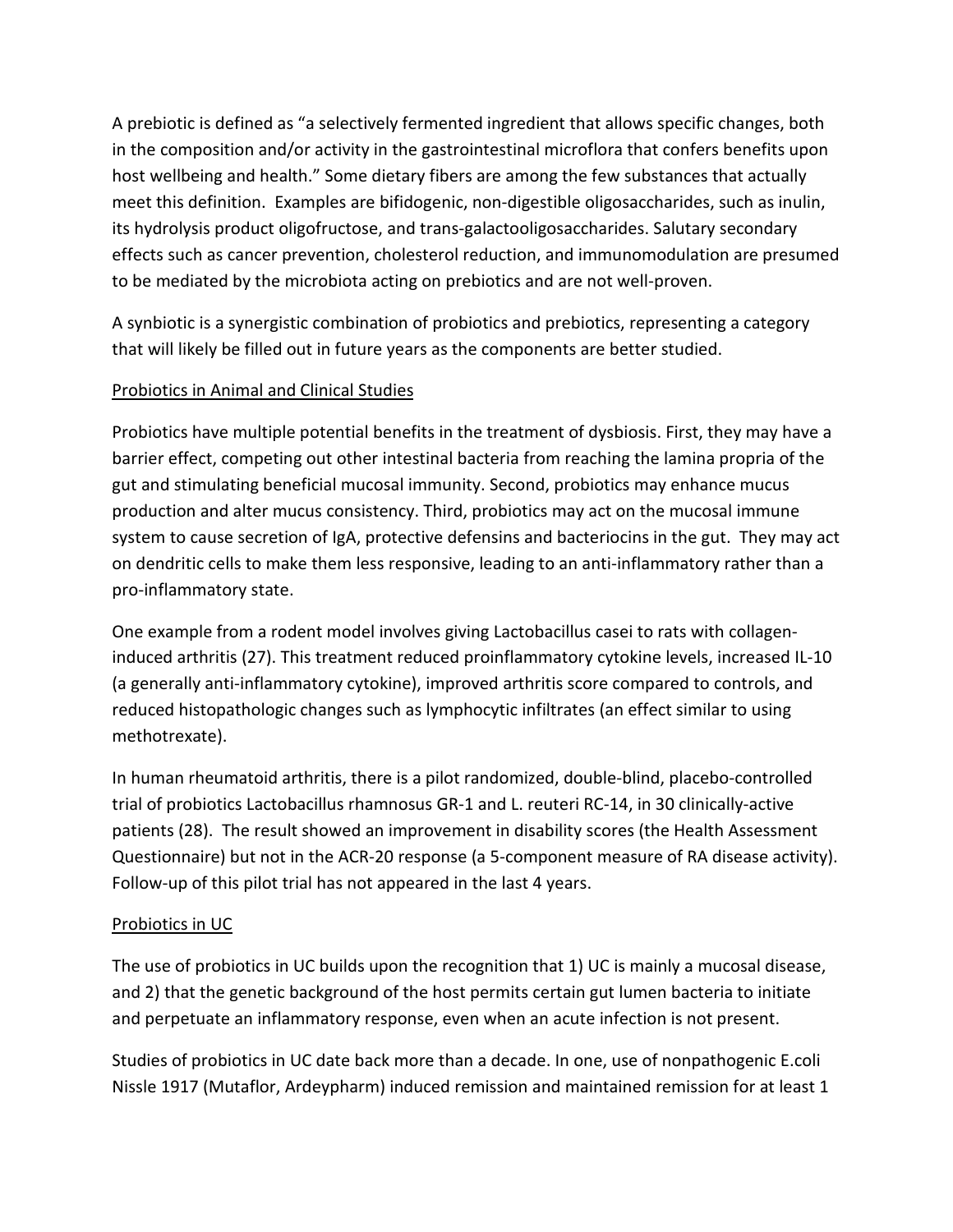A prebiotic is defined as "a selectively fermented ingredient that allows specific changes, both in the composition and/or activity in the gastrointestinal microflora that confers benefits upon host wellbeing and health." Some dietary fibers are among the few substances that actually meet this definition. Examples are bifidogenic, non-digestible oligosaccharides, such as inulin, its hydrolysis product oligofructose, and trans-galactooligosaccharides. Salutary secondary effects such as cancer prevention, cholesterol reduction, and immunomodulation are presumed to be mediated by the microbiota acting on prebiotics and are not well-proven.

A synbiotic is a synergistic combination of probiotics and prebiotics, representing a category that will likely be filled out in future years as the components are better studied.

<u>Probiotics in Animal and Clinical Studies</u>

Probiotics have multiple potential benefits in the treatment of dysbiosis. First, they may have a barrier effect, competing out other intestinal bacteria from reaching the lamina propria of the gut and stimulating beneficial mucosal immunity. Second, probiotics may enhance mucus production and alter mucus consistency. Third, probiotics may act on the mucosal immune system to cause secretion of IgA, protective defensins and bacteriocins in the gut. They may act on dendritic cells to make them less responsive, leading to an anti-inflammatory rather than a pro-inflammatory state.

One example from a rodent model involves giving Lactobacillus casei to rats with collagen-induced arthritis (27). This treatment reduced proinflammatory cytokine levels, increased IL-10 (a generally anti-inflammatory cytokine), improved arthritis score compared to controls, and reduced histopathologic changes such as lymphocytic infiltrates (an effect similar to using methotrexate).

In human rheumatoid arthritis, there is a pilot randomized, double-blind, placebo-controlled trial of probiotics Lactobacillus rhamnosus GR-1 and L. reuteri RC-14, in 30 clinically-active patients (28). The result showed an improvement in disability scores (the Health Assessment Questionnaire) but not in the ACR-20 response (a 5-component measure of RA disease activity). Follow-up of this pilot trial has not appeared in the last 4 years.

<u>Probiotics in UC</u>

The use of probiotics in UC builds upon the recognition that 1) UC is mainly a mucosal disease, and 2) that the genetic background of the host permits certain gut lumen bacteria to initiate and perpetuate an inflammatory response, even when an acute infection is not present.

Studies of probiotics in UC date back more than a decade. In one, use of nonpathogenic E.coli Nissle 1917 (Mutaflor, Ardeypharm) induced remission and maintained remission for at least 1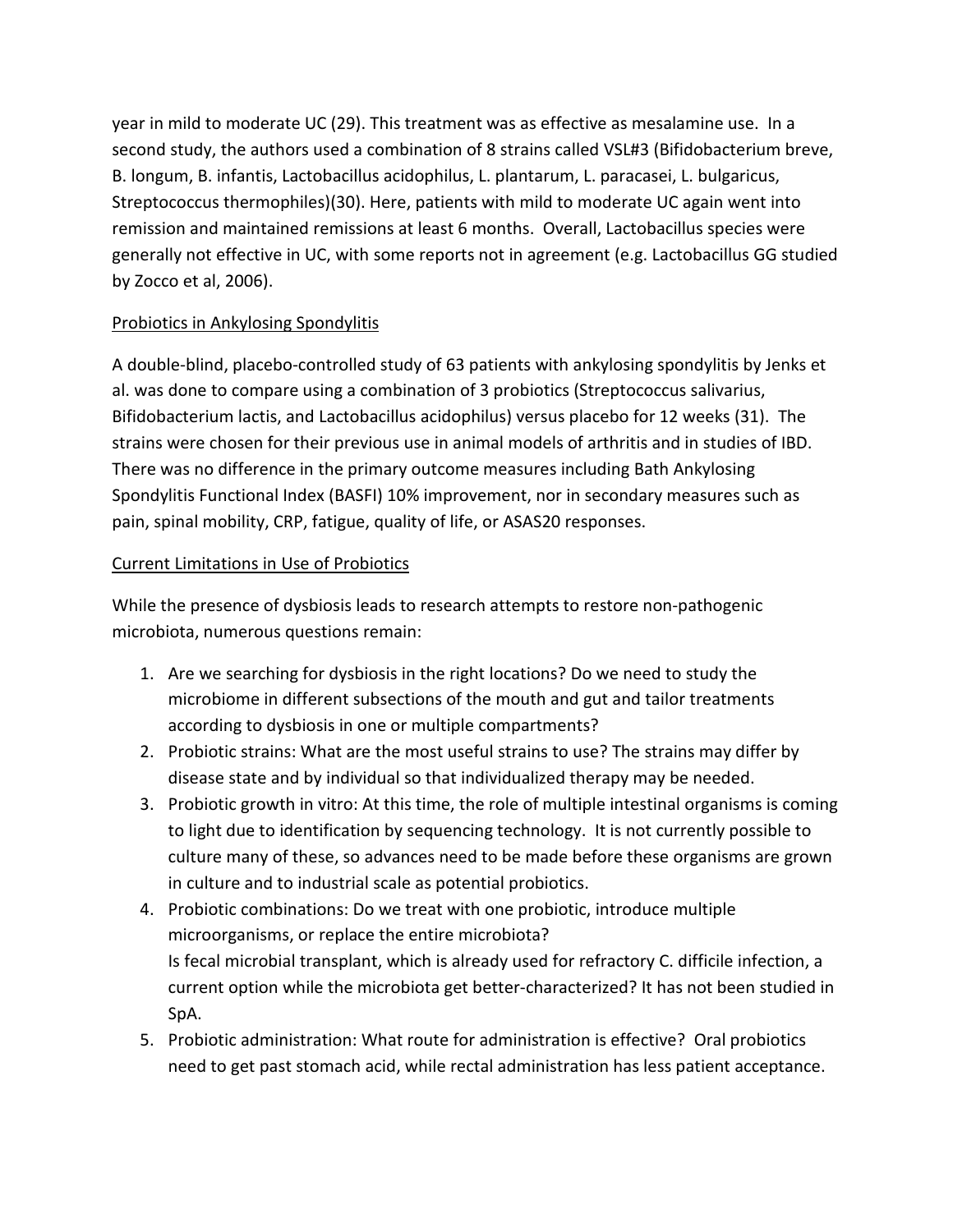year in mild to moderate UC (29). This treatment was as effective as mesalamine use. In a second study, the authors used a combination of 8 strains called VSL#3 (Bifidobacterium breve, B. longum, B. infantis, Lactobacillus acidophilus, L. plantarum, L. paracasei, L. bulgaricus, Streptococcus thermophiles)(30). Here, patients with mild to moderate UC again went into remission and maintained remissions at least 6 months. Overall, Lactobacillus species were generally not effective in UC, with some reports not in agreement (e.g. Lactobacillus GG studied by Zocco et al, 2006).

## Probiotics in Ankylosing Spondylitis

A double-blind, placebo-controlled study of 63 patients with ankylosing spondylitis by Jenks et al. was done to compare using a combination of 3 probiotics (Streptococcus salivarius, Bifidobacterium lactis, and Lactobacillus acidophilus) versus placebo for 12 weeks (31). The strains were chosen for their previous use in animal models of arthritis and in studies of IBD. There was no difference in the primary outcome measures including Bath Ankylosing Spondylitis Functional Index (BASFI) 10% improvement, nor in secondary measures such as pain, spinal mobility, CRP, fatigue, quality of life, or ASAS20 responses.

## Current Limitations in Use of Probiotics

While the presence of dysbiosis leads to research attempts to restore non-pathogenic microbiota, numerous questions remain:

1. Are we searching for dysbiosis in the right locations? Do we need to study the microbiome in different subsections of the mouth and gut and tailor treatments according to dysbiosis in one or multiple compartments?
2. Probiotic strains: What are the most useful strains to use? The strains may differ by disease state and by individual so that individualized therapy may be needed.
3. Probiotic growth in vitro: At this time, the role of multiple intestinal organisms is coming to light due to identification by sequencing technology. It is not currently possible to culture many of these, so advances need to be made before these organisms are grown in culture and to industrial scale as potential probiotics.
4. Probiotic combinations: Do we treat with one probiotic, introduce multiple microorganisms, or replace the entire microbiota?  
   Is fecal microbial transplant, which is already used for refractory C. difficile infection, a current option while the microbiota get better-characterized? It has not been studied in SpA.
5. Probiotic administration: What route for administration is effective? Oral probiotics need to get past stomach acid, while rectal administration has less patient acceptance.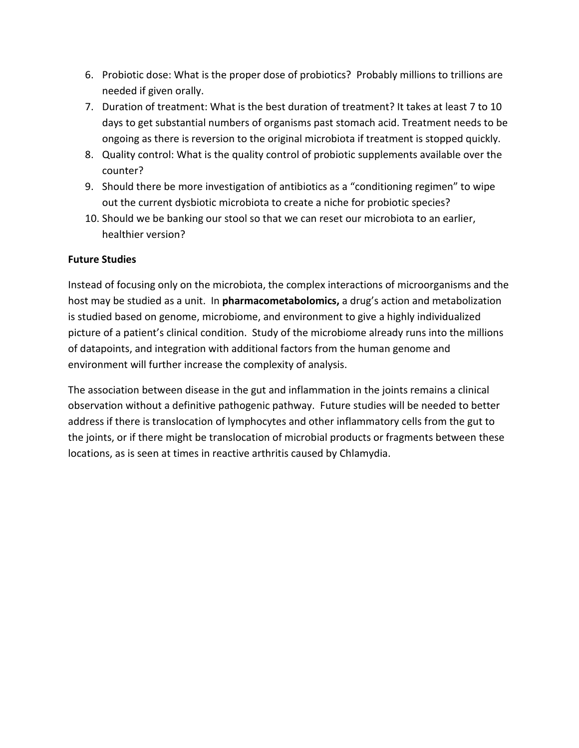6. Probiotic dose: What is the proper dose of probiotics? Probably millions to trillions are needed if given orally.
7. Duration of treatment: What is the best duration of treatment? It takes at least 7 to 10 days to get substantial numbers of organisms past stomach acid. Treatment needs to be ongoing as there is reversion to the original microbiota if treatment is stopped quickly.
8. Quality control: What is the quality control of probiotic supplements available over the counter?
9. Should there be more investigation of antibiotics as a "conditioning regimen" to wipe out the current dysbiotic microbiota to create a niche for probiotic species?
10. Should we be banking our stool so that we can reset our microbiota to an earlier, healthier version?

**Future Studies**

Instead of focusing only on the microbiota, the complex interactions of microorganisms and the host may be studied as a unit. In **pharmacometabolomics,** a drug's action and metabolization is studied based on genome, microbiome, and environment to give a highly individualized picture of a patient's clinical condition. Study of the microbiome already runs into the millions of datapoints, and integration with additional factors from the human genome and environment will further increase the complexity of analysis.

The association between disease in the gut and inflammation in the joints remains a clinical observation without a definitive pathogenic pathway. Future studies will be needed to better address if there is translocation of lymphocytes and other inflammatory cells from the gut to the joints, or if there might be translocation of microbial products or fragments between these locations, as is seen at times in reactive arthritis caused by Chlamydia.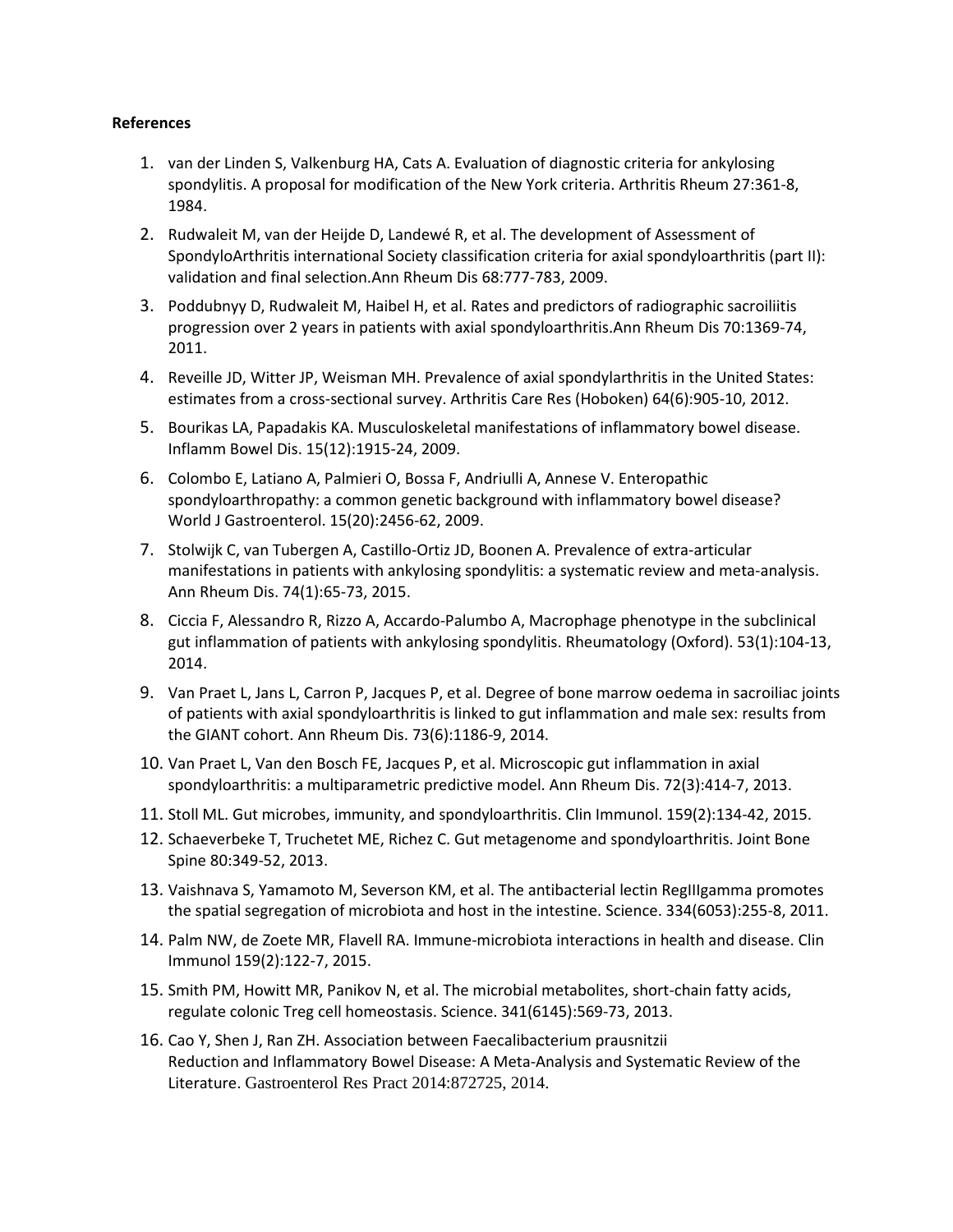**References**

1. van der Linden S, Valkenburg HA, Cats A. Evaluation of diagnostic criteria for ankylosing spondylitis. A proposal for modification of the New York criteria. Arthritis Rheum 27:361-8, 1984.
2. Rudwaleit M, van der Heijde D, Landewé R, et al. The development of Assessment of SpondyloArthritis international Society classification criteria for axial spondyloarthritis (part II): validation and final selection.Ann Rheum Dis 68:777-783, 2009.
3. Poddubnyy D, Rudwaleit M, Haibel H, et al. Rates and predictors of radiographic sacroiliitis progression over 2 years in patients with axial spondyloarthritis.Ann Rheum Dis 70:1369-74, 2011.
4. Reveille JD, Witter JP, Weisman MH. Prevalence of axial spondylarthritis in the United States: estimates from a cross-sectional survey. Arthritis Care Res (Hoboken) 64(6):905-10, 2012.
5. Bourikas LA, Papadakis KA. Musculoskeletal manifestations of inflammatory bowel disease. Inflamm Bowel Dis. 15(12):1915-24, 2009.
6. Colombo E, Latiano A, Palmieri O, Bossa F, Andriulli A, Annese V. Enteropathic spondyloarthropathy: a common genetic background with inflammatory bowel disease? World J Gastroenterol. 15(20):2456-62, 2009.
7. Stolwijk C, van Tubergen A, Castillo-Ortiz JD, Boonen A. Prevalence of extra-articular manifestations in patients with ankylosing spondylitis: a systematic review and meta-analysis. Ann Rheum Dis. 74(1):65-73, 2015.
8. Ciccia F, Alessandro R, Rizzo A, Accardo-Palumbo A, Macrophage phenotype in the subclinical gut inflammation of patients with ankylosing spondylitis. Rheumatology (Oxford). 53(1):104-13, 2014.
9. Van Praet L, Jans L, Carron P, Jacques P, et al. Degree of bone marrow oedema in sacroiliac joints of patients with axial spondyloarthritis is linked to gut inflammation and male sex: results from the GIANT cohort. Ann Rheum Dis. 73(6):1186-9, 2014.
10. Van Praet L, Van den Bosch FE, Jacques P, et al. Microscopic gut inflammation in axial spondyloarthritis: a multiparametric predictive model. Ann Rheum Dis. 72(3):414-7, 2013.
11. Stoll ML. Gut microbes, immunity, and spondyloarthritis. Clin Immunol. 159(2):134-42, 2015.
12. Schaeverbeke T, Truchetet ME, Richez C. Gut metagenome and spondyloarthritis. Joint Bone Spine 80:349-52, 2013.
13. Vaishnava S, Yamamoto M, Severson KM, et al. The antibacterial lectin RegIIIgamma promotes the spatial segregation of microbiota and host in the intestine. Science. 334(6053):255-8, 2011.
14. Palm NW, de Zoete MR, Flavell RA. Immune-microbiota interactions in health and disease. Clin Immunol 159(2):122-7, 2015.
15. Smith PM, Howitt MR, Panikov N, et al. The microbial metabolites, short-chain fatty acids, regulate colonic Treg cell homeostasis. Science. 341(6145):569-73, 2013.
16. Cao Y, Shen J, Ran ZH. Association between Faecalibacterium prausnitzii Reduction and Inflammatory Bowel Disease: A Meta-Analysis and Systematic Review of the Literature. Gastroenterol Res Pract 2014:872725, 2014.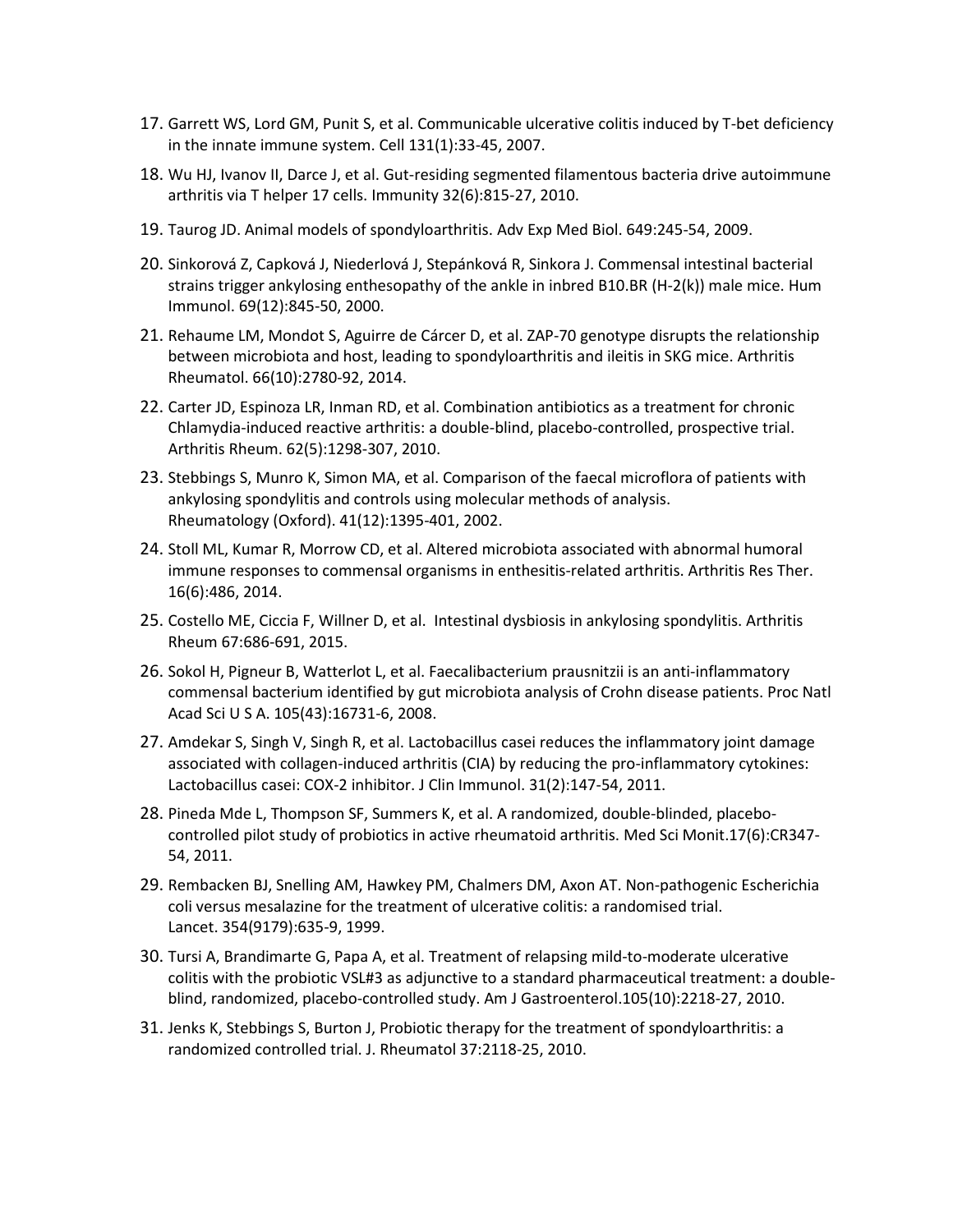17. Garrett WS, Lord GM, Punit S, et al. Communicable ulcerative colitis induced by T-bet deficiency in the innate immune system. Cell 131(1):33-45, 2007.

18. Wu HJ, Ivanov II, Darce J, et al. Gut-residing segmented filamentous bacteria drive autoimmune arthritis via T helper 17 cells. Immunity 32(6):815-27, 2010.

19. Taurog JD. Animal models of spondyloarthritis. Adv Exp Med Biol. 649:245-54, 2009.

20. Sinkorová Z, Capková J, Niederlová J, Stepánková R, Sinkora J. Commensal intestinal bacterial strains trigger ankylosing enthesopathy of the ankle in inbred B10.BR (H-2(k)) male mice. Hum Immunol. 69(12):845-50, 2000.

21. Rehaume LM, Mondot S, Aguirre de Cárcer D, et al. ZAP-70 genotype disrupts the relationship between microbiota and host, leading to spondyloarthritis and ileitis in SKG mice. Arthritis Rheumatol. 66(10):2780-92, 2014.

22. Carter JD, Espinoza LR, Inman RD, et al. Combination antibiotics as a treatment for chronic Chlamydia-induced reactive arthritis: a double-blind, placebo-controlled, prospective trial. Arthritis Rheum. 62(5):1298-307, 2010.

23. Stebbings S, Munro K, Simon MA, et al. Comparison of the faecal microflora of patients with ankylosing spondylitis and controls using molecular methods of analysis. Rheumatology (Oxford). 41(12):1395-401, 2002.

24. Stoll ML, Kumar R, Morrow CD, et al. Altered microbiota associated with abnormal humoral immune responses to commensal organisms in enthesitis-related arthritis. Arthritis Res Ther. 16(6):486, 2014.

25. Costello ME, Ciccia F, Willner D, et al. Intestinal dysbiosis in ankylosing spondylitis. Arthritis Rheum 67:686-691, 2015.

26. Sokol H, Pigneur B, Watterlot L, et al. Faecalibacterium prausnitzii is an anti-inflammatory commensal bacterium identified by gut microbiota analysis of Crohn disease patients. Proc Natl Acad Sci U S A. 105(43):16731-6, 2008.

27. Amdekar S, Singh V, Singh R, et al. Lactobacillus casei reduces the inflammatory joint damage associated with collagen-induced arthritis (CIA) by reducing the pro-inflammatory cytokines: Lactobacillus casei: COX-2 inhibitor. J Clin Immunol. 31(2):147-54, 2011.

28. Pineda Mde L, Thompson SF, Summers K, et al. A randomized, double-blinded, placebo-controlled pilot study of probiotics in active rheumatoid arthritis. Med Sci Monit.17(6):CR347-54, 2011.

29. Rembacken BJ, Snelling AM, Hawkey PM, Chalmers DM, Axon AT. Non-pathogenic Escherichia coli versus mesalazine for the treatment of ulcerative colitis: a randomised trial. Lancet. 354(9179):635-9, 1999.

30. Tursi A, Brandimarte G, Papa A, et al. Treatment of relapsing mild-to-moderate ulcerative colitis with the probiotic VSL#3 as adjunctive to a standard pharmaceutical treatment: a double-blind, randomized, placebo-controlled study. Am J Gastroenterol.105(10):2218-27, 2010.

31. Jenks K, Stebbings S, Burton J, Probiotic therapy for the treatment of spondyloarthritis: a randomized controlled trial. J. Rheumatol 37:2118-25, 2010.